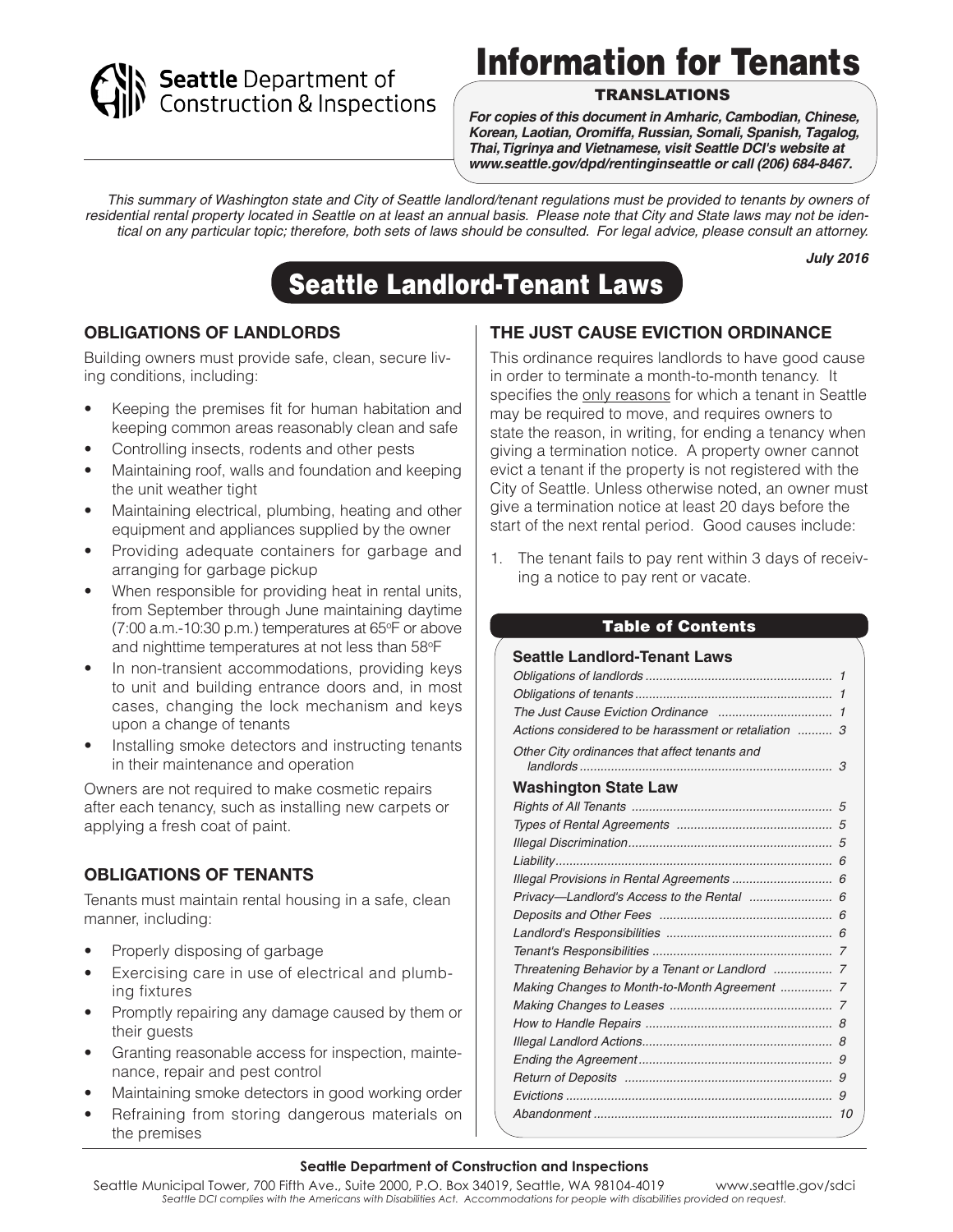Seattle Department of Construction & Inspections

# Information for Tenants

**TRANSLATIONS**

***For copies of this document in Amharic, Cambodian, Chinese, Korean, Laotian, Oromiffa, Russian, Somali, Spanish, Tagalog, Thai, Tigrinya and Vietnamese, visit Seattle DCI's website at www.seattle.gov/dpd/rentinginseattle or call (206) 684-8467.***

*This summary of Washington state and City of Seattle landlord/tenant regulations must be provided to tenants by owners of residential rental property located in Seattle on at least an annual basis. Please note that City and State laws may not be identical on any particular topic; therefore, both sets of laws should be consulted. For legal advice, please consult an attorney.*

***July 2016***

## Seattle Landlord-Tenant Laws

### OBLIGATIONS OF LANDLORDS

Building owners must provide safe, clean, secure living conditions, including:

- Keeping the premises fit for human habitation and keeping common areas reasonably clean and safe
- Controlling insects, rodents and other pests
- Maintaining roof, walls and foundation and keeping the unit weather tight
- Maintaining electrical, plumbing, heating and other equipment and appliances supplied by the owner
- Providing adequate containers for garbage and arranging for garbage pickup
- When responsible for providing heat in rental units, from September through June maintaining daytime (7:00 a.m.-10:30 p.m.) temperatures at 65°F or above and nighttime temperatures at not less than 58°F
- In non-transient accommodations, providing keys to unit and building entrance doors and, in most cases, changing the lock mechanism and keys upon a change of tenants
- Installing smoke detectors and instructing tenants in their maintenance and operation

Owners are not required to make cosmetic repairs after each tenancy, such as installing new carpets or applying a fresh coat of paint.

### OBLIGATIONS OF TENANTS

Tenants must maintain rental housing in a safe, clean manner, including:

- Properly disposing of garbage
- Exercising care in use of electrical and plumbing fixtures
- Promptly repairing any damage caused by them or their guests
- Granting reasonable access for inspection, maintenance, repair and pest control
- Maintaining smoke detectors in good working order
- Refraining from storing dangerous materials on the premises

### THE JUST CAUSE EVICTION ORDINANCE

This ordinance requires landlords to have good cause in order to terminate a month-to-month tenancy. It specifies the only reasons for which a tenant in Seattle may be required to move, and requires owners to state the reason, in writing, for ending a tenancy when giving a termination notice. A property owner cannot evict a tenant if the property is not registered with the City of Seattle. Unless otherwise noted, an owner must give a termination notice at least 20 days before the start of the next rental period. Good causes include:

1. The tenant fails to pay rent within 3 days of receiving a notice to pay rent or vacate.

**Table of Contents**

**Seattle Landlord-Tenant Laws**

| | |
|---|---|
| *Obligations of landlords* | *1* |
| *Obligations of tenants* | *1* |
| *The Just Cause Eviction Ordinance* | *1* |
| *Actions considered to be harassment or retaliation* | *3* |
| *Other City ordinances that affect tenants and landlords* | *3* |

**Washington State Law**

| | |
|---|---|
| *Rights of All Tenants* | *5* |
| *Types of Rental Agreements* | *5* |
| *Illegal Discrimination* | *5* |
| *Liability* | *6* |
| *Illegal Provisions in Rental Agreements* | *6* |
| *Privacy—Landlord's Access to the Rental* | *6* |
| *Deposits and Other Fees* | *6* |
| *Landlord's Responsibilities* | *6* |
| *Tenant's Responsibilities* | *7* |
| *Threatening Behavior by a Tenant or Landlord* | *7* |
| *Making Changes to Month-to-Month Agreement* | *7* |
| *Making Changes to Leases* | *7* |
| *How to Handle Repairs* | *8* |
| *Illegal Landlord Actions* | *8* |
| *Ending the Agreement* | *9* |
| *Return of Deposits* | *9* |
| *Evictions* | *9* |
| *Abandonment* | *10* |

**Seattle Department of Construction and Inspections**

Seattle Municipal Tower, 700 Fifth Ave., Suite 2000, P.O. Box 34019, Seattle, WA 98104-4019 www.seattle.gov/sdci

*Seattle DCI complies with the Americans with Disabilities Act. Accommodations for people with disabilities provided on request.*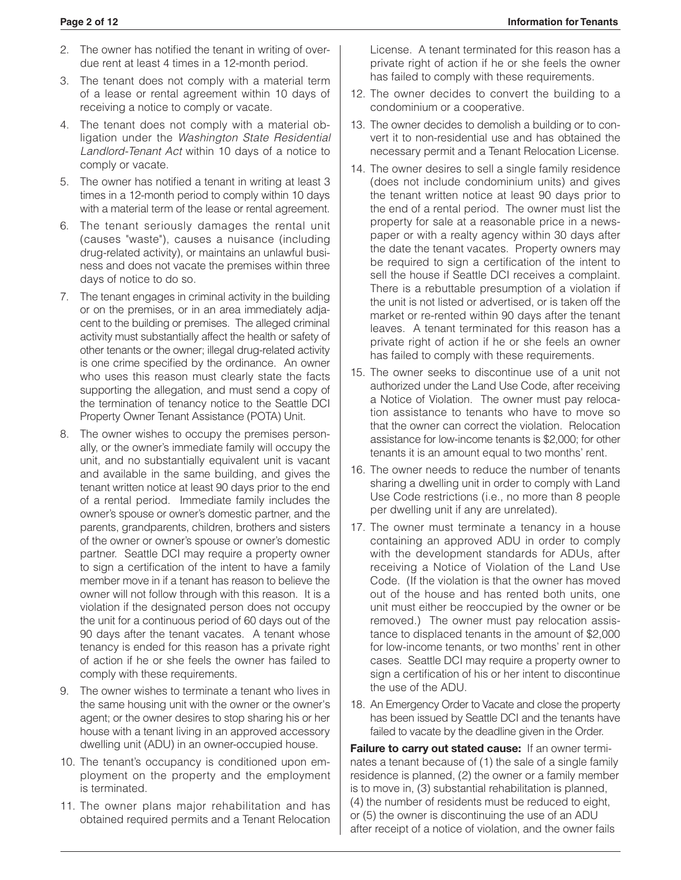2. The owner has notified the tenant in writing of overdue rent at least 4 times in a 12-month period.
3. The tenant does not comply with a material term of a lease or rental agreement within 10 days of receiving a notice to comply or vacate.
4. The tenant does not comply with a material obligation under the *Washington State Residential Landlord-Tenant Act* within 10 days of a notice to comply or vacate.
5. The owner has notified a tenant in writing at least 3 times in a 12-month period to comply within 10 days with a material term of the lease or rental agreement.
6. The tenant seriously damages the rental unit (causes "waste"), causes a nuisance (including drug-related activity), or maintains an unlawful business and does not vacate the premises within three days of notice to do so.
7. The tenant engages in criminal activity in the building or on the premises, or in an area immediately adjacent to the building or premises. The alleged criminal activity must substantially affect the health or safety of other tenants or the owner; illegal drug-related activity is one crime specified by the ordinance. An owner who uses this reason must clearly state the facts supporting the allegation, and must send a copy of the termination of tenancy notice to the Seattle DCI Property Owner Tenant Assistance (POTA) Unit.
8. The owner wishes to occupy the premises personally, or the owner's immediate family will occupy the unit, and no substantially equivalent unit is vacant and available in the same building, and gives the tenant written notice at least 90 days prior to the end of a rental period. Immediate family includes the owner's spouse or owner's domestic partner, and the parents, grandparents, children, brothers and sisters of the owner or owner's spouse or owner's domestic partner. Seattle DCI may require a property owner to sign a certification of the intent to have a family member move in if a tenant has reason to believe the owner will not follow through with this reason. It is a violation if the designated person does not occupy the unit for a continuous period of 60 days out of the 90 days after the tenant vacates. A tenant whose tenancy is ended for this reason has a private right of action if he or she feels the owner has failed to comply with these requirements.
9. The owner wishes to terminate a tenant who lives in the same housing unit with the owner or the owner's agent; or the owner desires to stop sharing his or her house with a tenant living in an approved accessory dwelling unit (ADU) in an owner-occupied house.
10. The tenant's occupancy is conditioned upon employment on the property and the employment is terminated.
11. The owner plans major rehabilitation and has obtained required permits and a Tenant Relocation License. A tenant terminated for this reason has a private right of action if he or she feels the owner has failed to comply with these requirements.
12. The owner decides to convert the building to a condominium or a cooperative.
13. The owner decides to demolish a building or to convert it to non-residential use and has obtained the necessary permit and a Tenant Relocation License.
14. The owner desires to sell a single family residence (does not include condominium units) and gives the tenant written notice at least 90 days prior to the end of a rental period. The owner must list the property for sale at a reasonable price in a newspaper or with a realty agency within 30 days after the date the tenant vacates. Property owners may be required to sign a certification of the intent to sell the house if Seattle DCI receives a complaint. There is a rebuttable presumption of a violation if the unit is not listed or advertised, or is taken off the market or re-rented within 90 days after the tenant leaves. A tenant terminated for this reason has a private right of action if he or she feels an owner has failed to comply with these requirements.
15. The owner seeks to discontinue use of a unit not authorized under the Land Use Code, after receiving a Notice of Violation. The owner must pay relocation assistance to tenants who have to move so that the owner can correct the violation. Relocation assistance for low-income tenants is $2,000; for other tenants it is an amount equal to two months' rent.
16. The owner needs to reduce the number of tenants sharing a dwelling unit in order to comply with Land Use Code restrictions (i.e., no more than 8 people per dwelling unit if any are unrelated).
17. The owner must terminate a tenancy in a house containing an approved ADU in order to comply with the development standards for ADUs, after receiving a Notice of Violation of the Land Use Code. (If the violation is that the owner has moved out of the house and has rented both units, one unit must either be reoccupied by the owner or be removed.) The owner must pay relocation assistance to displaced tenants in the amount of $2,000 for low-income tenants, or two months' rent in other cases. Seattle DCI may require a property owner to sign a certification of his or her intent to discontinue the use of the ADU.
18. An Emergency Order to Vacate and close the property has been issued by Seattle DCI and the tenants have failed to vacate by the deadline given in the Order.

**Failure to carry out stated cause:** If an owner terminates a tenant because of (1) the sale of a single family residence is planned, (2) the owner or a family member is to move in, (3) substantial rehabilitation is planned, (4) the number of residents must be reduced to eight, or (5) the owner is discontinuing the use of an ADU after receipt of a notice of violation, and the owner fails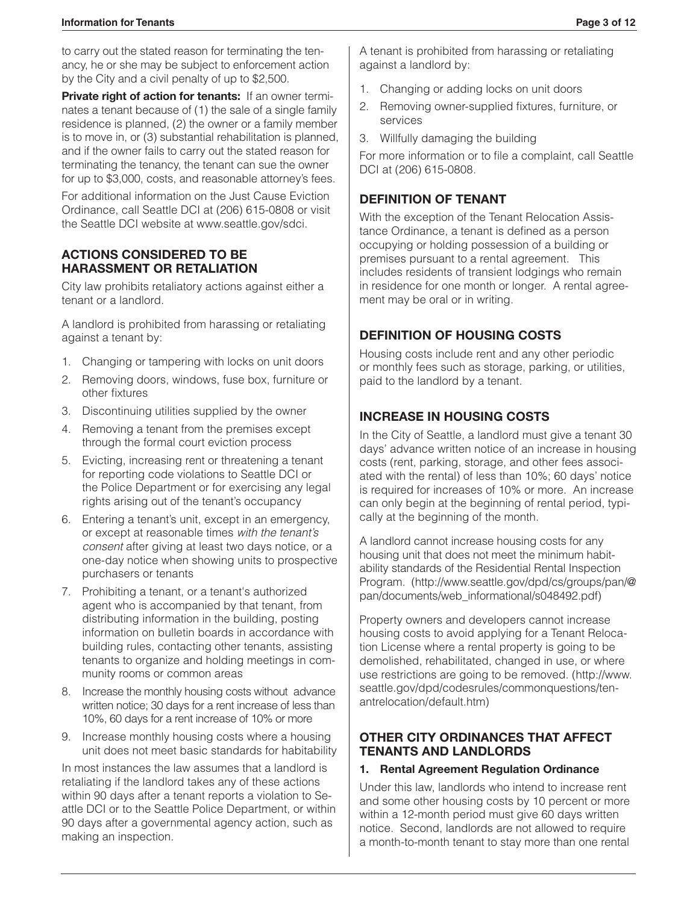to carry out the stated reason for terminating the tenancy, he or she may be subject to enforcement action by the City and a civil penalty of up to $2,500.

**Private right of action for tenants:** If an owner terminates a tenant because of (1) the sale of a single family residence is planned, (2) the owner or a family member is to move in, or (3) substantial rehabilitation is planned, and if the owner fails to carry out the stated reason for terminating the tenancy, the tenant can sue the owner for up to $3,000, costs, and reasonable attorney's fees.

For additional information on the Just Cause Eviction Ordinance, call Seattle DCI at (206) 615-0808 or visit the Seattle DCI website at www.seattle.gov/sdci.

## ACTIONS CONSIDERED TO BE HARASSMENT OR RETALIATION

City law prohibits retaliatory actions against either a tenant or a landlord.

A landlord is prohibited from harassing or retaliating against a tenant by:

1. Changing or tampering with locks on unit doors
2. Removing doors, windows, fuse box, furniture or other fixtures
3. Discontinuing utilities supplied by the owner
4. Removing a tenant from the premises except through the formal court eviction process
5. Evicting, increasing rent or threatening a tenant for reporting code violations to Seattle DCI or the Police Department or for exercising any legal rights arising out of the tenant's occupancy
6. Entering a tenant's unit, except in an emergency, or except at reasonable times *with the tenant's consent* after giving at least two days notice, or a one-day notice when showing units to prospective purchasers or tenants
7. Prohibiting a tenant, or a tenant's authorized agent who is accompanied by that tenant, from distributing information in the building, posting information on bulletin boards in accordance with building rules, contacting other tenants, assisting tenants to organize and holding meetings in community rooms or common areas
8. Increase the monthly housing costs without advance written notice; 30 days for a rent increase of less than 10%, 60 days for a rent increase of 10% or more
9. Increase monthly housing costs where a housing unit does not meet basic standards for habitability

In most instances the law assumes that a landlord is retaliating if the landlord takes any of these actions within 90 days after a tenant reports a violation to Seattle DCI or to the Seattle Police Department, or within 90 days after a governmental agency action, such as making an inspection.

A tenant is prohibited from harassing or retaliating against a landlord by:

1. Changing or adding locks on unit doors
2. Removing owner-supplied fixtures, furniture, or services
3. Willfully damaging the building

For more information or to file a complaint, call Seattle DCI at (206) 615-0808.

## DEFINITION OF TENANT

With the exception of the Tenant Relocation Assistance Ordinance, a tenant is defined as a person occupying or holding possession of a building or premises pursuant to a rental agreement. This includes residents of transient lodgings who remain in residence for one month or longer. A rental agreement may be oral or in writing.

## DEFINITION OF HOUSING COSTS

Housing costs include rent and any other periodic or monthly fees such as storage, parking, or utilities, paid to the landlord by a tenant.

## INCREASE IN HOUSING COSTS

In the City of Seattle, a landlord must give a tenant 30 days' advance written notice of an increase in housing costs (rent, parking, storage, and other fees associated with the rental) of less than 10%; 60 days' notice is required for increases of 10% or more. An increase can only begin at the beginning of rental period, typically at the beginning of the month.

A landlord cannot increase housing costs for any housing unit that does not meet the minimum habitability standards of the Residential Rental Inspection Program. (http://www.seattle.gov/dpd/cs/groups/pan/@pan/documents/web_informational/s048492.pdf)

Property owners and developers cannot increase housing costs to avoid applying for a Tenant Relocation License where a rental property is going to be demolished, rehabilitated, changed in use, or where use restrictions are going to be removed. (http://www.seattle.gov/dpd/codesrules/commonquestions/tenantrelocation/default.htm)

## OTHER CITY ORDINANCES THAT AFFECT TENANTS AND LANDLORDS

### 1. Rental Agreement Regulation Ordinance

Under this law, landlords who intend to increase rent and some other housing costs by 10 percent or more within a 12-month period must give 60 days written notice. Second, landlords are not allowed to require a month-to-month tenant to stay more than one rental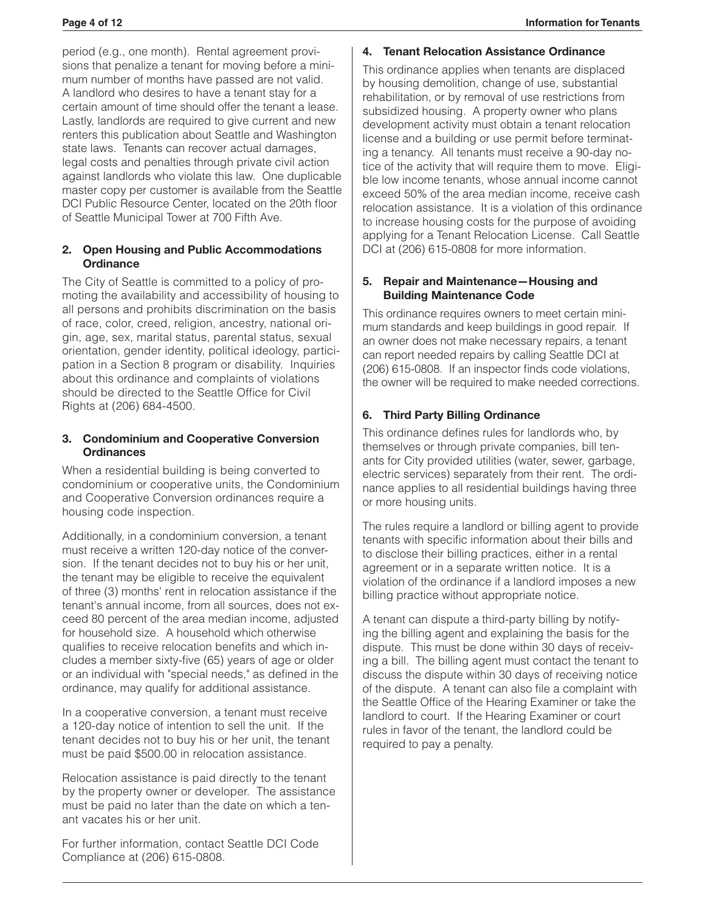period (e.g., one month). Rental agreement provisions that penalize a tenant for moving before a minimum number of months have passed are not valid. A landlord who desires to have a tenant stay for a certain amount of time should offer the tenant a lease. Lastly, landlords are required to give current and new renters this publication about Seattle and Washington state laws. Tenants can recover actual damages, legal costs and penalties through private civil action against landlords who violate this law. One duplicable master copy per customer is available from the Seattle DCI Public Resource Center, located on the 20th floor of Seattle Municipal Tower at 700 Fifth Ave.

### 2. Open Housing and Public Accommodations Ordinance

The City of Seattle is committed to a policy of promoting the availability and accessibility of housing to all persons and prohibits discrimination on the basis of race, color, creed, religion, ancestry, national origin, age, sex, marital status, parental status, sexual orientation, gender identity, political ideology, participation in a Section 8 program or disability. Inquiries about this ordinance and complaints of violations should be directed to the Seattle Office for Civil Rights at (206) 684-4500.

### 3. Condominium and Cooperative Conversion Ordinances

When a residential building is being converted to condominium or cooperative units, the Condominium and Cooperative Conversion ordinances require a housing code inspection.

Additionally, in a condominium conversion, a tenant must receive a written 120-day notice of the conversion. If the tenant decides not to buy his or her unit, the tenant may be eligible to receive the equivalent of three (3) months' rent in relocation assistance if the tenant's annual income, from all sources, does not exceed 80 percent of the area median income, adjusted for household size. A household which otherwise qualifies to receive relocation benefits and which includes a member sixty-five (65) years of age or older or an individual with "special needs," as defined in the ordinance, may qualify for additional assistance.

In a cooperative conversion, a tenant must receive a 120-day notice of intention to sell the unit. If the tenant decides not to buy his or her unit, the tenant must be paid $500.00 in relocation assistance.

Relocation assistance is paid directly to the tenant by the property owner or developer. The assistance must be paid no later than the date on which a tenant vacates his or her unit.

For further information, contact Seattle DCI Code Compliance at (206) 615-0808.

### 4. Tenant Relocation Assistance Ordinance

This ordinance applies when tenants are displaced by housing demolition, change of use, substantial rehabilitation, or by removal of use restrictions from subsidized housing. A property owner who plans development activity must obtain a tenant relocation license and a building or use permit before terminating a tenancy. All tenants must receive a 90-day notice of the activity that will require them to move. Eligible low income tenants, whose annual income cannot exceed 50% of the area median income, receive cash relocation assistance. It is a violation of this ordinance to increase housing costs for the purpose of avoiding applying for a Tenant Relocation License. Call Seattle DCI at (206) 615-0808 for more information.

### 5. Repair and Maintenance—Housing and Building Maintenance Code

This ordinance requires owners to meet certain minimum standards and keep buildings in good repair. If an owner does not make necessary repairs, a tenant can report needed repairs by calling Seattle DCI at (206) 615-0808. If an inspector finds code violations, the owner will be required to make needed corrections.

### 6. Third Party Billing Ordinance

This ordinance defines rules for landlords who, by themselves or through private companies, bill tenants for City provided utilities (water, sewer, garbage, electric services) separately from their rent. The ordinance applies to all residential buildings having three or more housing units.

The rules require a landlord or billing agent to provide tenants with specific information about their bills and to disclose their billing practices, either in a rental agreement or in a separate written notice. It is a violation of the ordinance if a landlord imposes a new billing practice without appropriate notice.

A tenant can dispute a third-party billing by notifying the billing agent and explaining the basis for the dispute. This must be done within 30 days of receiving a bill. The billing agent must contact the tenant to discuss the dispute within 30 days of receiving notice of the dispute. A tenant can also file a complaint with the Seattle Office of the Hearing Examiner or take the landlord to court. If the Hearing Examiner or court rules in favor of the tenant, the landlord could be required to pay a penalty.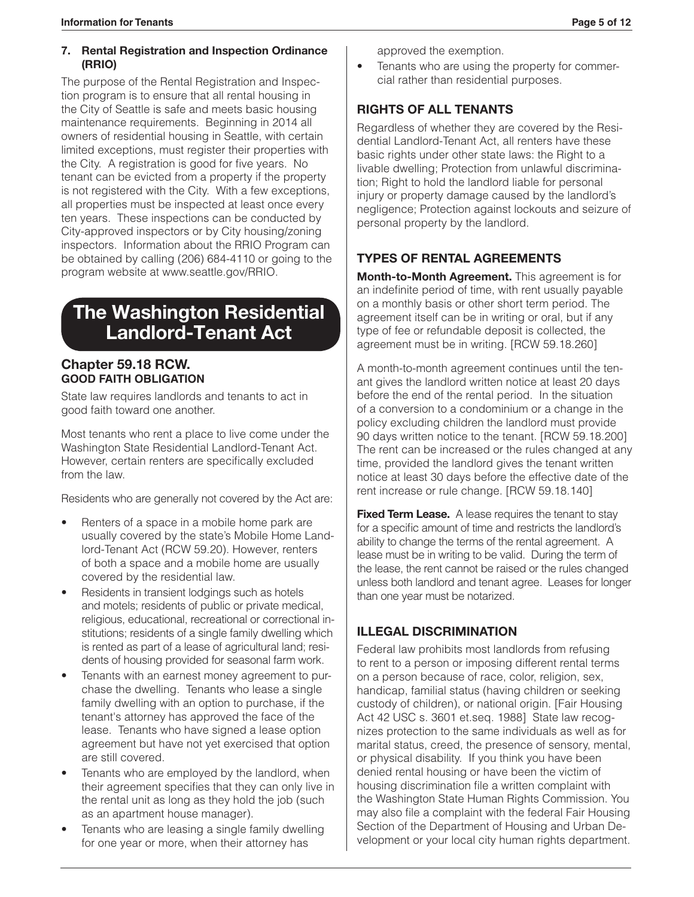**7. Rental Registration and Inspection Ordinance (RRIO)**

The purpose of the Rental Registration and Inspection program is to ensure that all rental housing in the City of Seattle is safe and meets basic housing maintenance requirements. Beginning in 2014 all owners of residential housing in Seattle, with certain limited exceptions, must register their properties with the City. A registration is good for five years. No tenant can be evicted from a property if the property is not registered with the City. With a few exceptions, all properties must be inspected at least once every ten years. These inspections can be conducted by City-approved inspectors or by City housing/zoning inspectors. Information about the RRIO Program can be obtained by calling (206) 684-4110 or going to the program website at www.seattle.gov/RRIO.

# The Washington Residential Landlord-Tenant Act

## Chapter 59.18 RCW.

**GOOD FAITH OBLIGATION**

State law requires landlords and tenants to act in good faith toward one another.

Most tenants who rent a place to live come under the Washington State Residential Landlord-Tenant Act. However, certain renters are specifically excluded from the law.

Residents who are generally not covered by the Act are:

- Renters of a space in a mobile home park are usually covered by the state's Mobile Home Landlord-Tenant Act (RCW 59.20). However, renters of both a space and a mobile home are usually covered by the residential law.
- Residents in transient lodgings such as hotels and motels; residents of public or private medical, religious, educational, recreational or correctional institutions; residents of a single family dwelling which is rented as part of a lease of agricultural land; residents of housing provided for seasonal farm work.
- Tenants with an earnest money agreement to purchase the dwelling. Tenants who lease a single family dwelling with an option to purchase, if the tenant's attorney has approved the face of the lease. Tenants who have signed a lease option agreement but have not yet exercised that option are still covered.
- Tenants who are employed by the landlord, when their agreement specifies that they can only live in the rental unit as long as they hold the job (such as an apartment house manager).
- Tenants who are leasing a single family dwelling for one year or more, when their attorney has approved the exemption.
- Tenants who are using the property for commercial rather than residential purposes.

### RIGHTS OF ALL TENANTS

Regardless of whether they are covered by the Residential Landlord-Tenant Act, all renters have these basic rights under other state laws: the Right to a livable dwelling; Protection from unlawful discrimination; Right to hold the landlord liable for personal injury or property damage caused by the landlord's negligence; Protection against lockouts and seizure of personal property by the landlord.

### TYPES OF RENTAL AGREEMENTS

**Month-to-Month Agreement.** This agreement is for an indefinite period of time, with rent usually payable on a monthly basis or other short term period. The agreement itself can be in writing or oral, but if any type of fee or refundable deposit is collected, the agreement must be in writing. [RCW 59.18.260]

A month-to-month agreement continues until the tenant gives the landlord written notice at least 20 days before the end of the rental period. In the situation of a conversion to a condominium or a change in the policy excluding children the landlord must provide 90 days written notice to the tenant. [RCW 59.18.200] The rent can be increased or the rules changed at any time, provided the landlord gives the tenant written notice at least 30 days before the effective date of the rent increase or rule change. [RCW 59.18.140]

**Fixed Term Lease.** A lease requires the tenant to stay for a specific amount of time and restricts the landlord's ability to change the terms of the rental agreement. A lease must be in writing to be valid. During the term of the lease, the rent cannot be raised or the rules changed unless both landlord and tenant agree. Leases for longer than one year must be notarized.

### ILLEGAL DISCRIMINATION

Federal law prohibits most landlords from refusing to rent to a person or imposing different rental terms on a person because of race, color, religion, sex, handicap, familial status (having children or seeking custody of children), or national origin. [Fair Housing Act 42 USC s. 3601 et.seq. 1988] State law recognizes protection to the same individuals as well as for marital status, creed, the presence of sensory, mental, or physical disability. If you think you have been denied rental housing or have been the victim of housing discrimination file a written complaint with the Washington State Human Rights Commission. You may also file a complaint with the federal Fair Housing Section of the Department of Housing and Urban Development or your local city human rights department.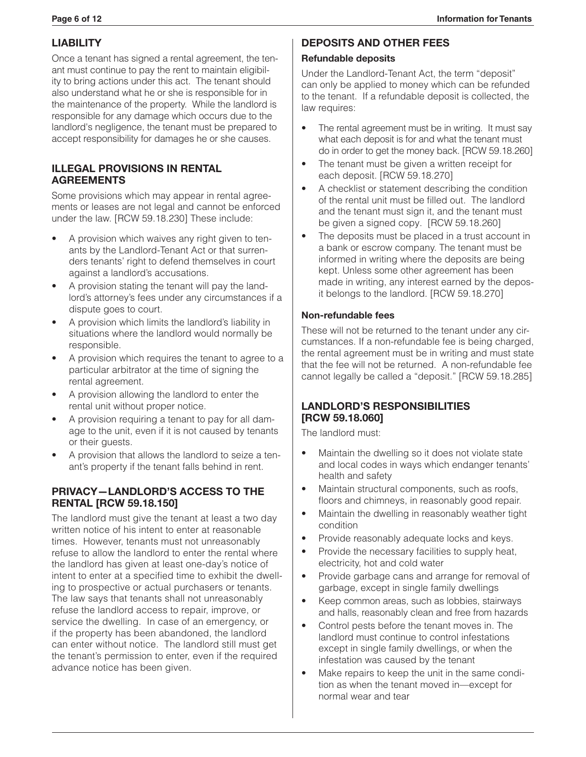## LIABILITY

Once a tenant has signed a rental agreement, the tenant must continue to pay the rent to maintain eligibility to bring actions under this act. The tenant should also understand what he or she is responsible for in the maintenance of the property. While the landlord is responsible for any damage which occurs due to the landlord's negligence, the tenant must be prepared to accept responsibility for damages he or she causes.

## ILLEGAL PROVISIONS IN RENTAL AGREEMENTS

Some provisions which may appear in rental agreements or leases are not legal and cannot be enforced under the law. [RCW 59.18.230] These include:

- A provision which waives any right given to tenants by the Landlord-Tenant Act or that surrenders tenants' right to defend themselves in court against a landlord's accusations.
- A provision stating the tenant will pay the landlord's attorney's fees under any circumstances if a dispute goes to court.
- A provision which limits the landlord's liability in situations where the landlord would normally be responsible.
- A provision which requires the tenant to agree to a particular arbitrator at the time of signing the rental agreement.
- A provision allowing the landlord to enter the rental unit without proper notice.
- A provision requiring a tenant to pay for all damage to the unit, even if it is not caused by tenants or their guests.
- A provision that allows the landlord to seize a tenant's property if the tenant falls behind in rent.

## PRIVACY—LANDLORD'S ACCESS TO THE RENTAL [RCW 59.18.150]

The landlord must give the tenant at least a two day written notice of his intent to enter at reasonable times. However, tenants must not unreasonably refuse to allow the landlord to enter the rental where the landlord has given at least one-day's notice of intent to enter at a specified time to exhibit the dwelling to prospective or actual purchasers or tenants. The law says that tenants shall not unreasonably refuse the landlord access to repair, improve, or service the dwelling. In case of an emergency, or if the property has been abandoned, the landlord can enter without notice. The landlord still must get the tenant's permission to enter, even if the required advance notice has been given.

## DEPOSITS AND OTHER FEES

### Refundable deposits

Under the Landlord-Tenant Act, the term "deposit" can only be applied to money which can be refunded to the tenant. If a refundable deposit is collected, the law requires:

- The rental agreement must be in writing. It must say what each deposit is for and what the tenant must do in order to get the money back. [RCW 59.18.260]
- The tenant must be given a written receipt for each deposit. [RCW 59.18.270]
- A checklist or statement describing the condition of the rental unit must be filled out. The landlord and the tenant must sign it, and the tenant must be given a signed copy. [RCW 59.18.260]
- The deposits must be placed in a trust account in a bank or escrow company. The tenant must be informed in writing where the deposits are being kept. Unless some other agreement has been made in writing, any interest earned by the deposit belongs to the landlord. [RCW 59.18.270]

### Non-refundable fees

These will not be returned to the tenant under any circumstances. If a non-refundable fee is being charged, the rental agreement must be in writing and must state that the fee will not be returned. A non-refundable fee cannot legally be called a "deposit." [RCW 59.18.285]

## LANDLORD'S RESPONSIBILITIES [RCW 59.18.060]

The landlord must:

- Maintain the dwelling so it does not violate state and local codes in ways which endanger tenants' health and safety
- Maintain structural components, such as roofs, floors and chimneys, in reasonably good repair.
- Maintain the dwelling in reasonably weather tight condition
- Provide reasonably adequate locks and keys.
- Provide the necessary facilities to supply heat, electricity, hot and cold water
- Provide garbage cans and arrange for removal of garbage, except in single family dwellings
- Keep common areas, such as lobbies, stairways and halls, reasonably clean and free from hazards
- Control pests before the tenant moves in. The landlord must continue to control infestations except in single family dwellings, or when the infestation was caused by the tenant
- Make repairs to keep the unit in the same condition as when the tenant moved in—except for normal wear and tear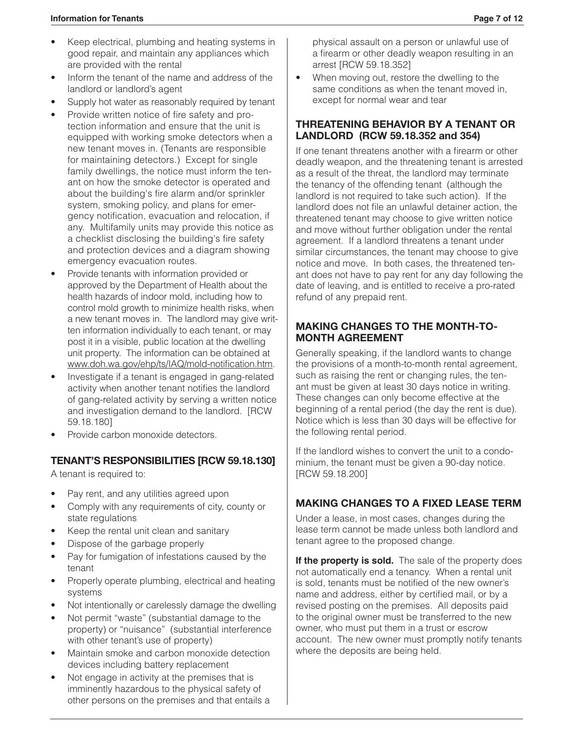- Keep electrical, plumbing and heating systems in good repair, and maintain any appliances which are provided with the rental
- Inform the tenant of the name and address of the landlord or landlord's agent
- Supply hot water as reasonably required by tenant
- Provide written notice of fire safety and protection information and ensure that the unit is equipped with working smoke detectors when a new tenant moves in. (Tenants are responsible for maintaining detectors.) Except for single family dwellings, the notice must inform the tenant on how the smoke detector is operated and about the building's fire alarm and/or sprinkler system, smoking policy, and plans for emergency notification, evacuation and relocation, if any. Multifamily units may provide this notice as a checklist disclosing the building's fire safety and protection devices and a diagram showing emergency evacuation routes.
- Provide tenants with information provided or approved by the Department of Health about the health hazards of indoor mold, including how to control mold growth to minimize health risks, when a new tenant moves in. The landlord may give written information individually to each tenant, or may post it in a visible, public location at the dwelling unit property. The information can be obtained at www.doh.wa.gov/ehp/ts/IAQ/mold-notification.htm.
- Investigate if a tenant is engaged in gang-related activity when another tenant notifies the landlord of gang-related activity by serving a written notice and investigation demand to the landlord. [RCW 59.18.180]
- Provide carbon monoxide detectors.

## TENANT'S RESPONSIBILITIES [RCW 59.18.130]

A tenant is required to:

- Pay rent, and any utilities agreed upon
- Comply with any requirements of city, county or state regulations
- Keep the rental unit clean and sanitary
- Dispose of the garbage properly
- Pay for fumigation of infestations caused by the tenant
- Properly operate plumbing, electrical and heating systems
- Not intentionally or carelessly damage the dwelling
- Not permit "waste" (substantial damage to the property) or "nuisance" (substantial interference with other tenant's use of property)
- Maintain smoke and carbon monoxide detection devices including battery replacement
- Not engage in activity at the premises that is imminently hazardous to the physical safety of other persons on the premises and that entails a physical assault on a person or unlawful use of a firearm or other deadly weapon resulting in an arrest [RCW 59.18.352]
- When moving out, restore the dwelling to the same conditions as when the tenant moved in, except for normal wear and tear

## THREATENING BEHAVIOR BY A TENANT OR LANDLORD (RCW 59.18.352 and 354)

If one tenant threatens another with a firearm or other deadly weapon, and the threatening tenant is arrested as a result of the threat, the landlord may terminate the tenancy of the offending tenant (although the landlord is not required to take such action). If the landlord does not file an unlawful detainer action, the threatened tenant may choose to give written notice and move without further obligation under the rental agreement. If a landlord threatens a tenant under similar circumstances, the tenant may choose to give notice and move. In both cases, the threatened tenant does not have to pay rent for any day following the date of leaving, and is entitled to receive a pro-rated refund of any prepaid rent.

## MAKING CHANGES TO THE MONTH-TO-MONTH AGREEMENT

Generally speaking, if the landlord wants to change the provisions of a month-to-month rental agreement, such as raising the rent or changing rules, the tenant must be given at least 30 days notice in writing. These changes can only become effective at the beginning of a rental period (the day the rent is due). Notice which is less than 30 days will be effective for the following rental period.

If the landlord wishes to convert the unit to a condominium, the tenant must be given a 90-day notice. [RCW 59.18.200]

## MAKING CHANGES TO A FIXED LEASE TERM

Under a lease, in most cases, changes during the lease term cannot be made unless both landlord and tenant agree to the proposed change.

**If the property is sold.** The sale of the property does not automatically end a tenancy. When a rental unit is sold, tenants must be notified of the new owner's name and address, either by certified mail, or by a revised posting on the premises. All deposits paid to the original owner must be transferred to the new owner, who must put them in a trust or escrow account. The new owner must promptly notify tenants where the deposits are being held.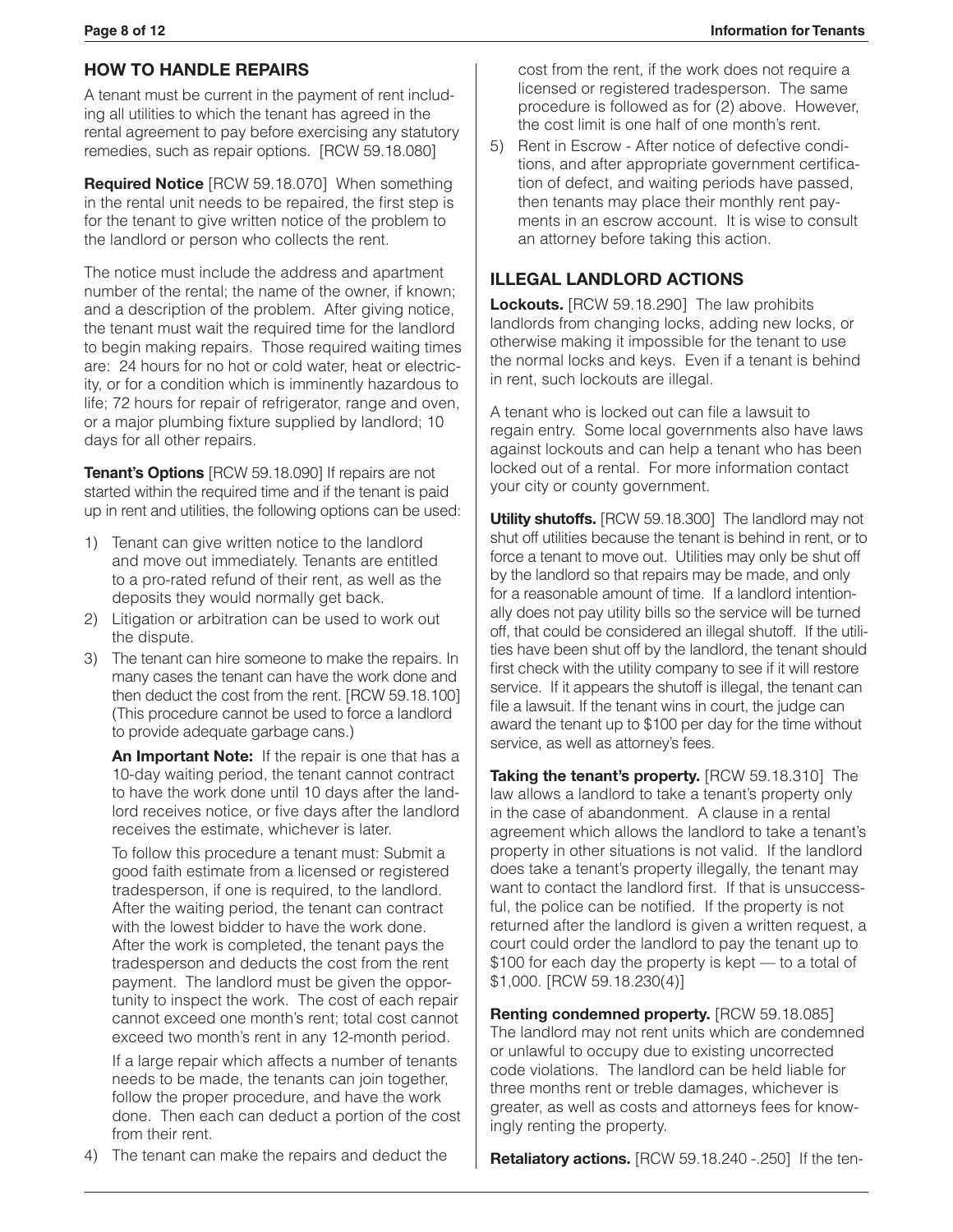## HOW TO HANDLE REPAIRS

A tenant must be current in the payment of rent including all utilities to which the tenant has agreed in the rental agreement to pay before exercising any statutory remedies, such as repair options. [RCW 59.18.080]

**Required Notice** [RCW 59.18.070] When something in the rental unit needs to be repaired, the first step is for the tenant to give written notice of the problem to the landlord or person who collects the rent.

The notice must include the address and apartment number of the rental; the name of the owner, if known; and a description of the problem. After giving notice, the tenant must wait the required time for the landlord to begin making repairs. Those required waiting times are: 24 hours for no hot or cold water, heat or electricity, or for a condition which is imminently hazardous to life; 72 hours for repair of refrigerator, range and oven, or a major plumbing fixture supplied by landlord; 10 days for all other repairs.

**Tenant's Options** [RCW 59.18.090] If repairs are not started within the required time and if the tenant is paid up in rent and utilities, the following options can be used:

1) Tenant can give written notice to the landlord and move out immediately. Tenants are entitled to a pro-rated refund of their rent, as well as the deposits they would normally get back.
2) Litigation or arbitration can be used to work out the dispute.
3) The tenant can hire someone to make the repairs. In many cases the tenant can have the work done and then deduct the cost from the rent. [RCW 59.18.100] (This procedure cannot be used to force a landlord to provide adequate garbage cans.)

   **An Important Note:** If the repair is one that has a 10-day waiting period, the tenant cannot contract to have the work done until 10 days after the landlord receives notice, or five days after the landlord receives the estimate, whichever is later.

   To follow this procedure a tenant must: Submit a good faith estimate from a licensed or registered tradesperson, if one is required, to the landlord. After the waiting period, the tenant can contract with the lowest bidder to have the work done. After the work is completed, the tenant pays the tradesperson and deducts the cost from the rent payment. The landlord must be given the opportunity to inspect the work. The cost of each repair cannot exceed one month's rent; total cost cannot exceed two month's rent in any 12-month period.

   If a large repair which affects a number of tenants needs to be made, the tenants can join together, follow the proper procedure, and have the work done. Then each can deduct a portion of the cost from their rent.
4) The tenant can make the repairs and deduct the cost from the rent, if the work does not require a licensed or registered tradesperson. The same procedure is followed as for (2) above. However, the cost limit is one half of one month's rent.
5) Rent in Escrow - After notice of defective conditions, and after appropriate government certification of defect, and waiting periods have passed, then tenants may place their monthly rent payments in an escrow account. It is wise to consult an attorney before taking this action.

## ILLEGAL LANDLORD ACTIONS

**Lockouts.** [RCW 59.18.290] The law prohibits landlords from changing locks, adding new locks, or otherwise making it impossible for the tenant to use the normal locks and keys. Even if a tenant is behind in rent, such lockouts are illegal.

A tenant who is locked out can file a lawsuit to regain entry. Some local governments also have laws against lockouts and can help a tenant who has been locked out of a rental. For more information contact your city or county government.

**Utility shutoffs.** [RCW 59.18.300] The landlord may not shut off utilities because the tenant is behind in rent, or to force a tenant to move out. Utilities may only be shut off by the landlord so that repairs may be made, and only for a reasonable amount of time. If a landlord intentionally does not pay utility bills so the service will be turned off, that could be considered an illegal shutoff. If the utilities have been shut off by the landlord, the tenant should first check with the utility company to see if it will restore service. If it appears the shutoff is illegal, the tenant can file a lawsuit. If the tenant wins in court, the judge can award the tenant up to $100 per day for the time without service, as well as attorney's fees.

**Taking the tenant's property.** [RCW 59.18.310] The law allows a landlord to take a tenant's property only in the case of abandonment. A clause in a rental agreement which allows the landlord to take a tenant's property in other situations is not valid. If the landlord does take a tenant's property illegally, the tenant may want to contact the landlord first. If that is unsuccessful, the police can be notified. If the property is not returned after the landlord is given a written request, a court could order the landlord to pay the tenant up to $100 for each day the property is kept — to a total of $1,000. [RCW 59.18.230(4)]

**Renting condemned property.** [RCW 59.18.085] The landlord may not rent units which are condemned or unlawful to occupy due to existing uncorrected code violations. The landlord can be held liable for three months rent or treble damages, whichever is greater, as well as costs and attorneys fees for knowingly renting the property.

**Retaliatory actions.** [RCW 59.18.240 -.250] If the ten-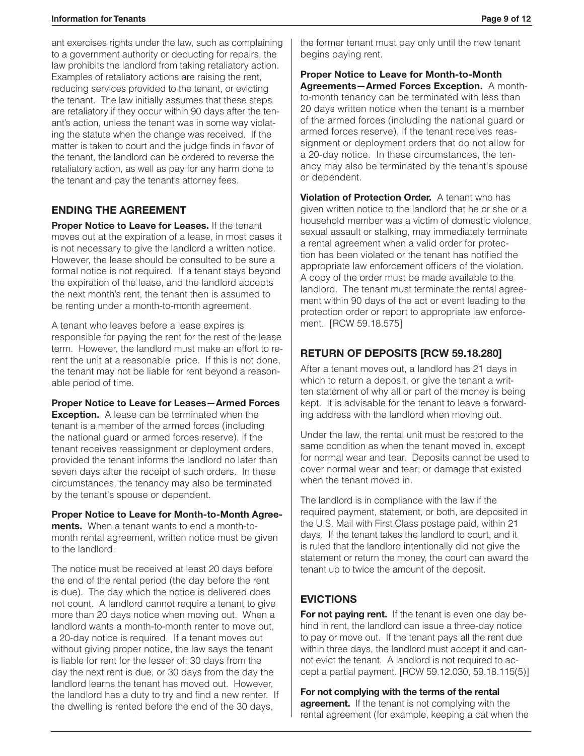ant exercises rights under the law, such as complaining to a government authority or deducting for repairs, the law prohibits the landlord from taking retaliatory action. Examples of retaliatory actions are raising the rent, reducing services provided to the tenant, or evicting the tenant. The law initially assumes that these steps are retaliatory if they occur within 90 days after the tenant's action, unless the tenant was in some way violating the statute when the change was received. If the matter is taken to court and the judge finds in favor of the tenant, the landlord can be ordered to reverse the retaliatory action, as well as pay for any harm done to the tenant and pay the tenant's attorney fees.

## ENDING THE AGREEMENT

**Proper Notice to Leave for Leases.** If the tenant moves out at the expiration of a lease, in most cases it is not necessary to give the landlord a written notice. However, the lease should be consulted to be sure a formal notice is not required. If a tenant stays beyond the expiration of the lease, and the landlord accepts the next month's rent, the tenant then is assumed to be renting under a month-to-month agreement.

A tenant who leaves before a lease expires is responsible for paying the rent for the rest of the lease term. However, the landlord must make an effort to re-rent the unit at a reasonable price. If this is not done, the tenant may not be liable for rent beyond a reasonable period of time.

**Proper Notice to Leave for Leases—Armed Forces Exception.** A lease can be terminated when the tenant is a member of the armed forces (including the national guard or armed forces reserve), if the tenant receives reassignment or deployment orders, provided the tenant informs the landlord no later than seven days after the receipt of such orders. In these circumstances, the tenancy may also be terminated by the tenant's spouse or dependent.

**Proper Notice to Leave for Month-to-Month Agreements.** When a tenant wants to end a month-to-month rental agreement, written notice must be given to the landlord.

The notice must be received at least 20 days before the end of the rental period (the day before the rent is due). The day which the notice is delivered does not count. A landlord cannot require a tenant to give more than 20 days notice when moving out. When a landlord wants a month-to-month renter to move out, a 20-day notice is required. If a tenant moves out without giving proper notice, the law says the tenant is liable for rent for the lesser of: 30 days from the day the next rent is due, or 30 days from the day the landlord learns the tenant has moved out. However, the landlord has a duty to try and find a new renter. If the dwelling is rented before the end of the 30 days, the former tenant must pay only until the new tenant begins paying rent.

**Proper Notice to Leave for Month-to-Month Agreements—Armed Forces Exception.** A month-to-month tenancy can be terminated with less than 20 days written notice when the tenant is a member of the armed forces (including the national guard or armed forces reserve), if the tenant receives reassignment or deployment orders that do not allow for a 20-day notice. In these circumstances, the tenancy may also be terminated by the tenant's spouse or dependent.

**Violation of Protection Order.** A tenant who has given written notice to the landlord that he or she or a household member was a victim of domestic violence, sexual assault or stalking, may immediately terminate a rental agreement when a valid order for protection has been violated or the tenant has notified the appropriate law enforcement officers of the violation. A copy of the order must be made available to the landlord. The tenant must terminate the rental agreement within 90 days of the act or event leading to the protection order or report to appropriate law enforcement. [RCW 59.18.575]

## RETURN OF DEPOSITS [RCW 59.18.280]

After a tenant moves out, a landlord has 21 days in which to return a deposit, or give the tenant a written statement of why all or part of the money is being kept. It is advisable for the tenant to leave a forwarding address with the landlord when moving out.

Under the law, the rental unit must be restored to the same condition as when the tenant moved in, except for normal wear and tear. Deposits cannot be used to cover normal wear and tear; or damage that existed when the tenant moved in.

The landlord is in compliance with the law if the required payment, statement, or both, are deposited in the U.S. Mail with First Class postage paid, within 21 days. If the tenant takes the landlord to court, and it is ruled that the landlord intentionally did not give the statement or return the money, the court can award the tenant up to twice the amount of the deposit.

## EVICTIONS

**For not paying rent.** If the tenant is even one day behind in rent, the landlord can issue a three-day notice to pay or move out. If the tenant pays all the rent due within three days, the landlord must accept it and cannot evict the tenant. A landlord is not required to accept a partial payment. [RCW 59.12.030, 59.18.115(5)]

**For not complying with the terms of the rental agreement.** If the tenant is not complying with the rental agreement (for example, keeping a cat when the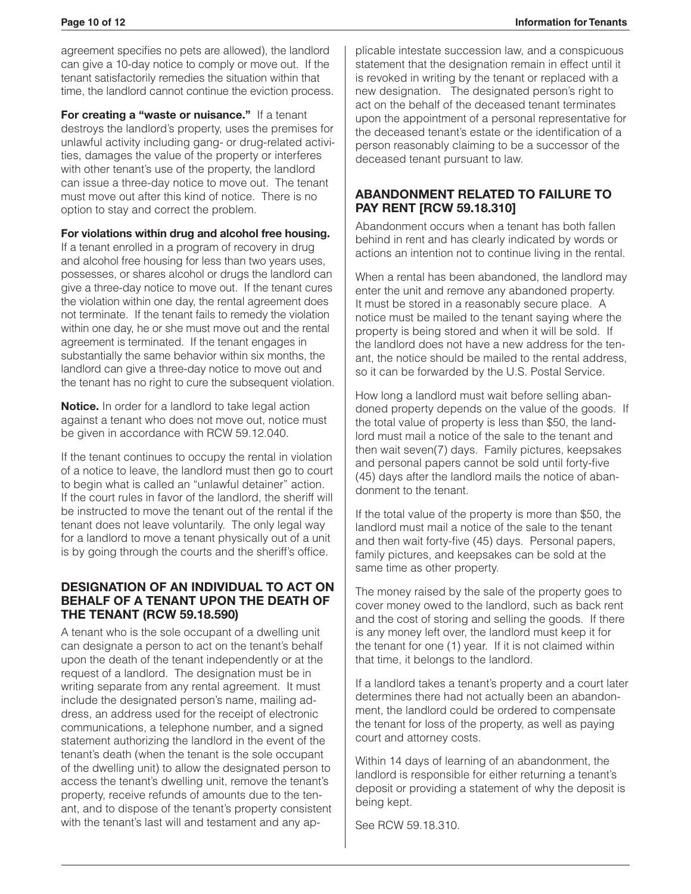agreement specifies no pets are allowed), the landlord can give a 10-day notice to comply or move out. If the tenant satisfactorily remedies the situation within that time, the landlord cannot continue the eviction process.

**For creating a "waste or nuisance."** If a tenant destroys the landlord's property, uses the premises for unlawful activity including gang- or drug-related activities, damages the value of the property or interferes with other tenant's use of the property, the landlord can issue a three-day notice to move out. The tenant must move out after this kind of notice. There is no option to stay and correct the problem.

**For violations within drug and alcohol free housing.** If a tenant enrolled in a program of recovery in drug and alcohol free housing for less than two years uses, possesses, or shares alcohol or drugs the landlord can give a three-day notice to move out. If the tenant cures the violation within one day, the rental agreement does not terminate. If the tenant fails to remedy the violation within one day, he or she must move out and the rental agreement is terminated. If the tenant engages in substantially the same behavior within six months, the landlord can give a three-day notice to move out and the tenant has no right to cure the subsequent violation.

**Notice.** In order for a landlord to take legal action against a tenant who does not move out, notice must be given in accordance with RCW 59.12.040.

If the tenant continues to occupy the rental in violation of a notice to leave, the landlord must then go to court to begin what is called an "unlawful detainer" action. If the court rules in favor of the landlord, the sheriff will be instructed to move the tenant out of the rental if the tenant does not leave voluntarily. The only legal way for a landlord to move a tenant physically out of a unit is by going through the courts and the sheriff's office.

## DESIGNATION OF AN INDIVIDUAL TO ACT ON BEHALF OF A TENANT UPON THE DEATH OF THE TENANT (RCW 59.18.590)

A tenant who is the sole occupant of a dwelling unit can designate a person to act on the tenant's behalf upon the death of the tenant independently or at the request of a landlord. The designation must be in writing separate from any rental agreement. It must include the designated person's name, mailing address, an address used for the receipt of electronic communications, a telephone number, and a signed statement authorizing the landlord in the event of the tenant's death (when the tenant is the sole occupant of the dwelling unit) to allow the designated person to access the tenant's dwelling unit, remove the tenant's property, receive refunds of amounts due to the tenant, and to dispose of the tenant's property consistent with the tenant's last will and testament and any applicable intestate succession law, and a conspicuous statement that the designation remain in effect until it is revoked in writing by the tenant or replaced with a new designation. The designated person's right to act on the behalf of the deceased tenant terminates upon the appointment of a personal representative for the deceased tenant's estate or the identification of a person reasonably claiming to be a successor of the deceased tenant pursuant to law.

## ABANDONMENT RELATED TO FAILURE TO PAY RENT [RCW 59.18.310]

Abandonment occurs when a tenant has both fallen behind in rent and has clearly indicated by words or actions an intention not to continue living in the rental.

When a rental has been abandoned, the landlord may enter the unit and remove any abandoned property. It must be stored in a reasonably secure place. A notice must be mailed to the tenant saying where the property is being stored and when it will be sold. If the landlord does not have a new address for the tenant, the notice should be mailed to the rental address, so it can be forwarded by the U.S. Postal Service.

How long a landlord must wait before selling abandoned property depends on the value of the goods. If the total value of property is less than $50, the landlord must mail a notice of the sale to the tenant and then wait seven(7) days. Family pictures, keepsakes and personal papers cannot be sold until forty-five (45) days after the landlord mails the notice of abandonment to the tenant.

If the total value of the property is more than $50, the landlord must mail a notice of the sale to the tenant and then wait forty-five (45) days. Personal papers, family pictures, and keepsakes can be sold at the same time as other property.

The money raised by the sale of the property goes to cover money owed to the landlord, such as back rent and the cost of storing and selling the goods. If there is any money left over, the landlord must keep it for the tenant for one (1) year. If it is not claimed within that time, it belongs to the landlord.

If a landlord takes a tenant's property and a court later determines there had not actually been an abandonment, the landlord could be ordered to compensate the tenant for loss of the property, as well as paying court and attorney costs.

Within 14 days of learning of an abandonment, the landlord is responsible for either returning a tenant's deposit or providing a statement of why the deposit is being kept.

See RCW 59.18.310.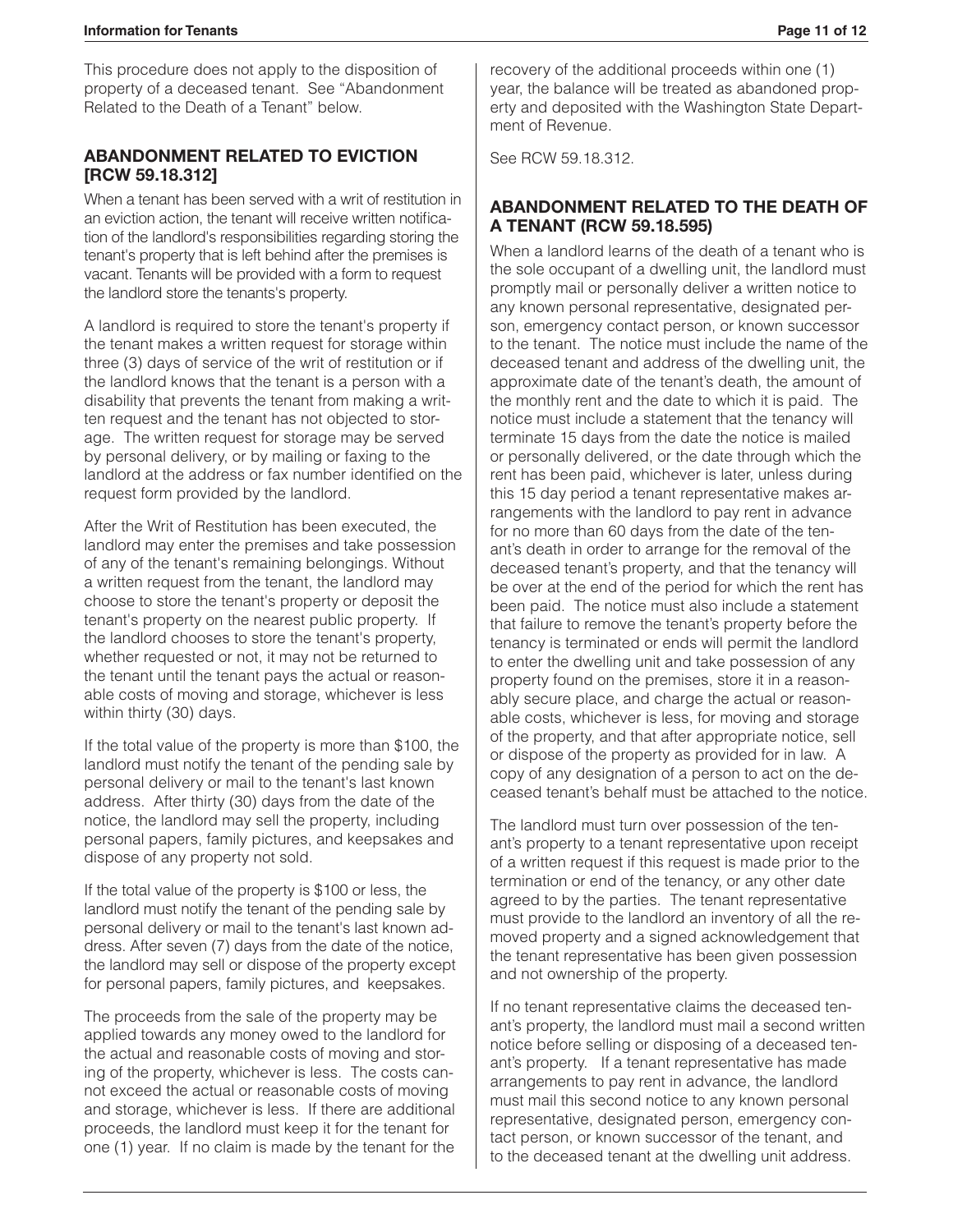This procedure does not apply to the disposition of property of a deceased tenant. See "Abandonment Related to the Death of a Tenant" below.

## ABANDONMENT RELATED TO EVICTION [RCW 59.18.312]

When a tenant has been served with a writ of restitution in an eviction action, the tenant will receive written notification of the landlord's responsibilities regarding storing the tenant's property that is left behind after the premises is vacant. Tenants will be provided with a form to request the landlord store the tenants's property.

A landlord is required to store the tenant's property if the tenant makes a written request for storage within three (3) days of service of the writ of restitution or if the landlord knows that the tenant is a person with a disability that prevents the tenant from making a written request and the tenant has not objected to storage. The written request for storage may be served by personal delivery, or by mailing or faxing to the landlord at the address or fax number identified on the request form provided by the landlord.

After the Writ of Restitution has been executed, the landlord may enter the premises and take possession of any of the tenant's remaining belongings. Without a written request from the tenant, the landlord may choose to store the tenant's property or deposit the tenant's property on the nearest public property. If the landlord chooses to store the tenant's property, whether requested or not, it may not be returned to the tenant until the tenant pays the actual or reasonable costs of moving and storage, whichever is less within thirty (30) days.

If the total value of the property is more than $100, the landlord must notify the tenant of the pending sale by personal delivery or mail to the tenant's last known address. After thirty (30) days from the date of the notice, the landlord may sell the property, including personal papers, family pictures, and keepsakes and dispose of any property not sold.

If the total value of the property is $100 or less, the landlord must notify the tenant of the pending sale by personal delivery or mail to the tenant's last known address. After seven (7) days from the date of the notice, the landlord may sell or dispose of the property except for personal papers, family pictures, and keepsakes.

The proceeds from the sale of the property may be applied towards any money owed to the landlord for the actual and reasonable costs of moving and storing of the property, whichever is less. The costs cannot exceed the actual or reasonable costs of moving and storage, whichever is less. If there are additional proceeds, the landlord must keep it for the tenant for one (1) year. If no claim is made by the tenant for the recovery of the additional proceeds within one (1) year, the balance will be treated as abandoned property and deposited with the Washington State Department of Revenue.

See RCW 59.18.312.

## ABANDONMENT RELATED TO THE DEATH OF A TENANT (RCW 59.18.595)

When a landlord learns of the death of a tenant who is the sole occupant of a dwelling unit, the landlord must promptly mail or personally deliver a written notice to any known personal representative, designated person, emergency contact person, or known successor to the tenant. The notice must include the name of the deceased tenant and address of the dwelling unit, the approximate date of the tenant's death, the amount of the monthly rent and the date to which it is paid. The notice must include a statement that the tenancy will terminate 15 days from the date the notice is mailed or personally delivered, or the date through which the rent has been paid, whichever is later, unless during this 15 day period a tenant representative makes arrangements with the landlord to pay rent in advance for no more than 60 days from the date of the tenant's death in order to arrange for the removal of the deceased tenant's property, and that the tenancy will be over at the end of the period for which the rent has been paid. The notice must also include a statement that failure to remove the tenant's property before the tenancy is terminated or ends will permit the landlord to enter the dwelling unit and take possession of any property found on the premises, store it in a reasonably secure place, and charge the actual or reasonable costs, whichever is less, for moving and storage of the property, and that after appropriate notice, sell or dispose of the property as provided for in law. A copy of any designation of a person to act on the deceased tenant's behalf must be attached to the notice.

The landlord must turn over possession of the tenant's property to a tenant representative upon receipt of a written request if this request is made prior to the termination or end of the tenancy, or any other date agreed to by the parties. The tenant representative must provide to the landlord an inventory of all the removed property and a signed acknowledgement that the tenant representative has been given possession and not ownership of the property.

If no tenant representative claims the deceased tenant's property, the landlord must mail a second written notice before selling or disposing of a deceased tenant's property. If a tenant representative has made arrangements to pay rent in advance, the landlord must mail this second notice to any known personal representative, designated person, emergency contact person, or known successor of the tenant, and to the deceased tenant at the dwelling unit address.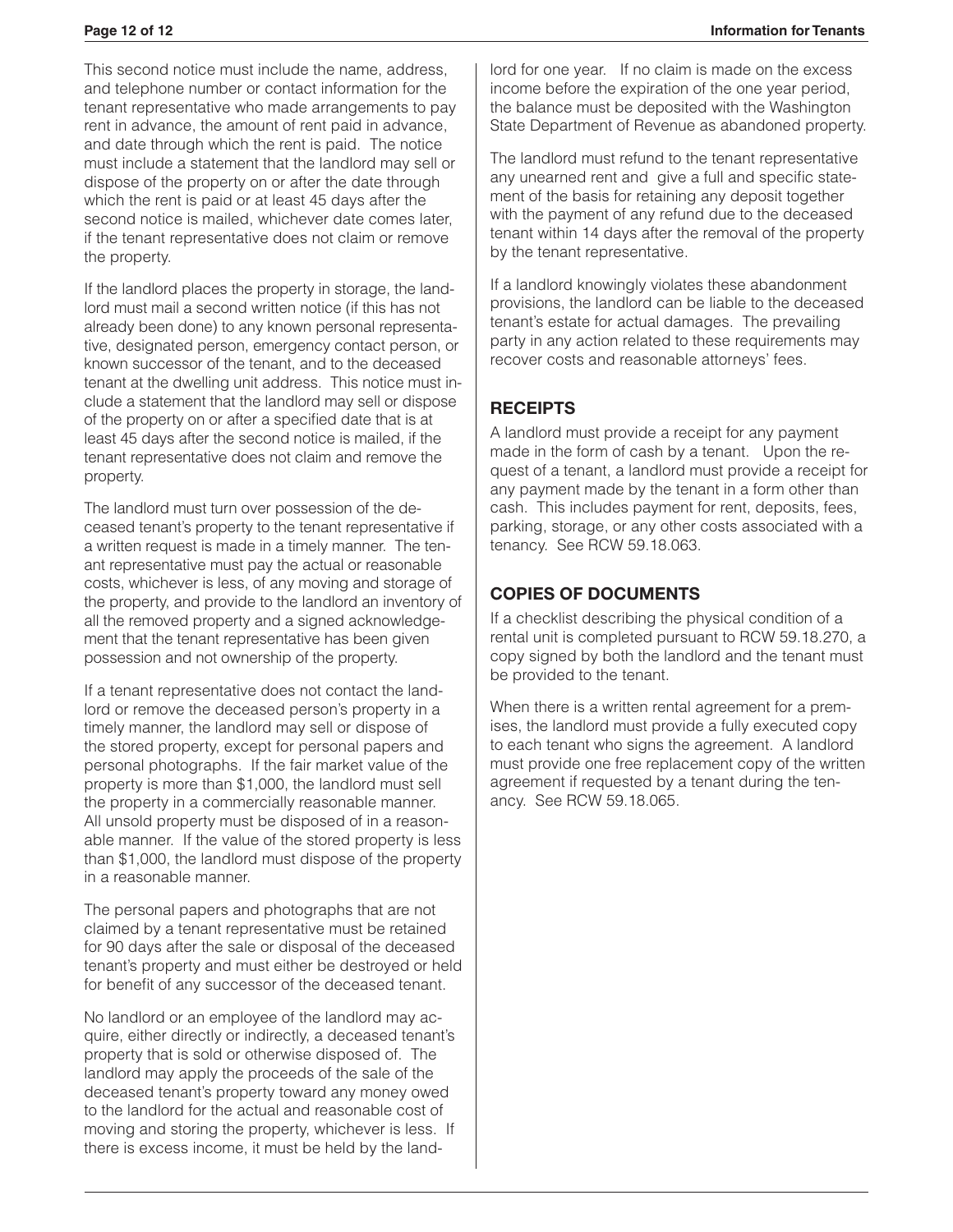This second notice must include the name, address, and telephone number or contact information for the tenant representative who made arrangements to pay rent in advance, the amount of rent paid in advance, and date through which the rent is paid. The notice must include a statement that the landlord may sell or dispose of the property on or after the date through which the rent is paid or at least 45 days after the second notice is mailed, whichever date comes later, if the tenant representative does not claim or remove the property.

If the landlord places the property in storage, the landlord must mail a second written notice (if this has not already been done) to any known personal representative, designated person, emergency contact person, or known successor of the tenant, and to the deceased tenant at the dwelling unit address. This notice must include a statement that the landlord may sell or dispose of the property on or after a specified date that is at least 45 days after the second notice is mailed, if the tenant representative does not claim and remove the property.

The landlord must turn over possession of the deceased tenant's property to the tenant representative if a written request is made in a timely manner. The tenant representative must pay the actual or reasonable costs, whichever is less, of any moving and storage of the property, and provide to the landlord an inventory of all the removed property and a signed acknowledgement that the tenant representative has been given possession and not ownership of the property.

If a tenant representative does not contact the landlord or remove the deceased person's property in a timely manner, the landlord may sell or dispose of the stored property, except for personal papers and personal photographs. If the fair market value of the property is more than $1,000, the landlord must sell the property in a commercially reasonable manner. All unsold property must be disposed of in a reasonable manner. If the value of the stored property is less than $1,000, the landlord must dispose of the property in a reasonable manner.

The personal papers and photographs that are not claimed by a tenant representative must be retained for 90 days after the sale or disposal of the deceased tenant's property and must either be destroyed or held for benefit of any successor of the deceased tenant.

No landlord or an employee of the landlord may acquire, either directly or indirectly, a deceased tenant's property that is sold or otherwise disposed of. The landlord may apply the proceeds of the sale of the deceased tenant's property toward any money owed to the landlord for the actual and reasonable cost of moving and storing the property, whichever is less. If there is excess income, it must be held by the landlord for one year. If no claim is made on the excess income before the expiration of the one year period, the balance must be deposited with the Washington State Department of Revenue as abandoned property.

The landlord must refund to the tenant representative any unearned rent and give a full and specific statement of the basis for retaining any deposit together with the payment of any refund due to the deceased tenant within 14 days after the removal of the property by the tenant representative.

If a landlord knowingly violates these abandonment provisions, the landlord can be liable to the deceased tenant's estate for actual damages. The prevailing party in any action related to these requirements may recover costs and reasonable attorneys' fees.

## RECEIPTS

A landlord must provide a receipt for any payment made in the form of cash by a tenant. Upon the request of a tenant, a landlord must provide a receipt for any payment made by the tenant in a form other than cash. This includes payment for rent, deposits, fees, parking, storage, or any other costs associated with a tenancy. See RCW 59.18.063.

## COPIES OF DOCUMENTS

If a checklist describing the physical condition of a rental unit is completed pursuant to RCW 59.18.270, a copy signed by both the landlord and the tenant must be provided to the tenant.

When there is a written rental agreement for a premises, the landlord must provide a fully executed copy to each tenant who signs the agreement. A landlord must provide one free replacement copy of the written agreement if requested by a tenant during the tenancy. See RCW 59.18.065.